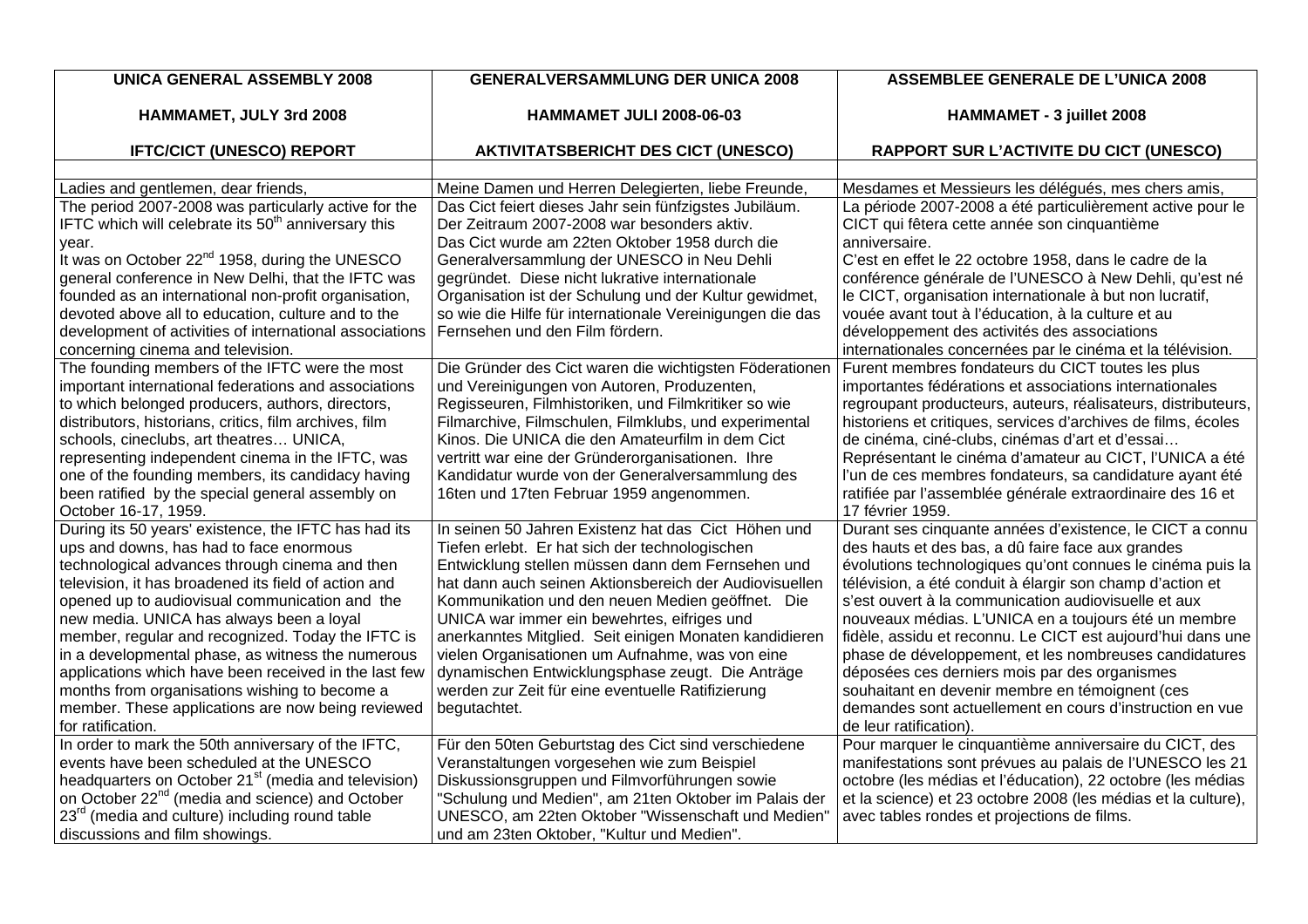| UNICA GENERAL ASSEMBLY 2008<br><br>HAMMAMET, JULY 3rd 2008<br><br>IFTC/CICT (UNESCO) REPORT | GENERALVERSAMMLUNG DER UNICA 2008<br><br>HAMMAMET JULI 2008-06-03<br><br>AKTIVITATSBERICHT DES CICT (UNESCO) | ASSEMBLEE GENERALE DE L'UNICA 2008<br><br>HAMMAMET - 3 juillet 2008<br><br>RAPPORT SUR L'ACTIVITE DU CICT (UNESCO) |
|---|---|---|
| | | |
| Ladies and gentlemen, dear friends, | Meine Damen und Herren Delegierten, liebe Freunde, | Mesdames et Messieurs les délégués, mes chers amis, |
| The period 2007-2008 was particularly active for the IFTC which will celebrate its 50th anniversary this year.<br>It was on October 22nd 1958, during the UNESCO general conference in New Delhi, that the IFTC was founded as an international non-profit organisation, devoted above all to education, culture and to the development of activities of international associations concerning cinema and television. | Das Cict feiert dieses Jahr sein fünfzigstes Jubiläum. Der Zeitraum 2007-2008 war besonders aktiv.<br>Das Cict wurde am 22ten Oktober 1958 durch die Generalversammlung der UNESCO in Neu Dehli gegründet. Diese nicht lukrative internationale Organisation ist der Schulung und der Kultur gewidmet, so wie die Hilfe für internationale Vereinigungen die das Fernsehen und den Film fördern. | La période 2007-2008 a été particulièrement active pour le CICT qui fêtera cette année son cinquantième anniversaire.<br>C'est en effet le 22 octobre 1958, dans le cadre de la conférence générale de l'UNESCO à New Dehli, qu'est né le CICT, organisation internationale à but non lucratif, vouée avant tout à l'éducation, à la culture et au développement des activités des associations internationales concernées par le cinéma et la télévision. |
| The founding members of the IFTC were the most important international federations and associations to which belonged producers, authors, directors, distributors, historians, critics, film archives, film schools, cineclubs, art theatres… UNICA, representing independent cinema in the IFTC, was one of the founding members, its candidacy having been ratified by the special general assembly on October 16-17, 1959. | Die Gründer des Cict waren die wichtigsten Föderationen und Vereinigungen von Autoren, Produzenten, Regisseuren, Filmhistoriken, und Filmkritiker so wie Filmarchive, Filmschulen, Filmklubs, und experimental Kinos. Die UNICA die den Amateurfilm in dem Cict vertritt war eine der Gründerorganisationen. Ihre Kandidatur wurde von der Generalversammlung des 16ten und 17ten Februar 1959 angenommen. | Furent membres fondateurs du CICT toutes les plus importantes fédérations et associations internationales regroupant producteurs, auteurs, réalisateurs, distributeurs, historiens et critiques, services d'archives de films, écoles de cinéma, ciné-clubs, cinémas d'art et d'essai…<br>Représentant le cinéma d'amateur au CICT, l'UNICA a été l'un de ces membres fondateurs, sa candidature ayant été ratifiée par l'assemblée générale extraordinaire des 16 et 17 février 1959. |
| During its 50 years' existence, the IFTC has had its ups and downs, has had to face enormous technological advances through cinema and then television, it has broadened its field of action and opened up to audiovisual communication and the new media. UNICA has always been a loyal member, regular and recognized. Today the IFTC is in a developmental phase, as witness the numerous applications which have been received in the last few months from organisations wishing to become a member. These applications are now being reviewed for ratification. | In seinen 50 Jahren Existenz hat das Cict Höhen und Tiefen erlebt. Er hat sich der technologischen Entwicklung stellen müssen dann dem Fernsehen und hat dann auch seinen Aktionsbereich der Audiovisuellen Kommunikation und den neuen Medien geöffnet. Die UNICA war immer ein bewehrtes, eifriges und anerkanntes Mitglied. Seit einigen Monaten kandidieren vielen Organisationen um Aufnahme, was von eine dynamischen Entwicklungsphase zeugt. Die Anträge werden zur Zeit für eine eventuelle Ratifizierung begutachtet. | Durant ses cinquante années d'existence, le CICT a connu des hauts et des bas, a dû faire face aux grandes évolutions technologiques qu'ont connues le cinéma puis la télévision, a été conduit à élargir son champ d'action et s'est ouvert à la communication audiovisuelle et aux nouveaux médias. L'UNICA en a toujours été un membre fidèle, assidu et reconnu. Le CICT est aujourd'hui dans une phase de développement, et les nombreuses candidatures déposées ces derniers mois par des organismes souhaitant en devenir membre en témoignent (ces demandes sont actuellement en cours d'instruction en vue de leur ratification). |
| In order to mark the 50th anniversary of the IFTC, events have been scheduled at the UNESCO headquarters on October 21st (media and television) on October 22nd (media and science) and October 23rd (media and culture) including round table discussions and film showings. | Für den 50ten Geburtstag des Cict sind verschiedene Veranstaltungen vorgesehen wie zum Beispiel Diskussionsgruppen und Filmvorführungen sowie "Schulung und Medien", am 21ten Oktober im Palais der UNESCO, am 22ten Oktober "Wissenschaft und Medien" und am 23ten Oktober, "Kultur und Medien". | Pour marquer le cinquantième anniversaire du CICT, des manifestations sont prévues au palais de l'UNESCO les 21 octobre (les médias et l'éducation), 22 octobre (les médias et la science) et 23 octobre 2008 (les médias et la culture), avec tables rondes et projections de films. |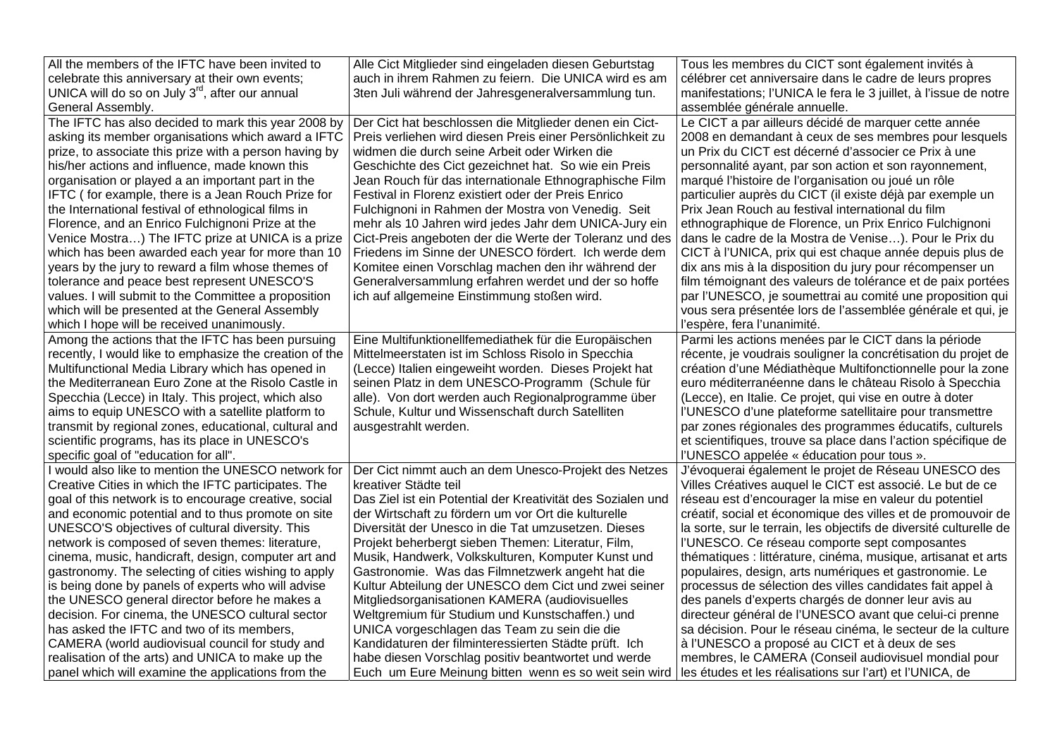| | | |
|---|---|---|
| All the members of the IFTC have been invited to celebrate this anniversary at their own events; UNICA will do so on July 3[rd], after our annual General Assembly. | Alle Cict Mitglieder sind eingeladen diesen Geburtstag auch in ihrem Rahmen zu feiern. Die UNICA wird es am 3ten Juli während der Jahresgeneralversammlung tun. | Tous les membres du CICT sont également invités à célébrer cet anniversaire dans le cadre de leurs propres manifestations; l'UNICA le fera le 3 juillet, à l'issue de notre assemblée générale annuelle. |
| The IFTC has also decided to mark this year 2008 by asking its member organisations which award a IFTC prize, to associate this prize with a person having by his/her actions and influence, made known this organisation or played a an important part in the IFTC ( for example, there is a Jean Rouch Prize for the International festival of ethnological films in Florence, and an Enrico Fulchignoni Prize at the Venice Mostra…) The IFTC prize at UNICA is a prize which has been awarded each year for more than 10 years by the jury to reward a film whose themes of tolerance and peace best represent UNESCO'S values. I will submit to the Committee a proposition which will be presented at the General Assembly which I hope will be received unanimously. | Der Cict hat beschlossen die Mitglieder denen ein Cict-Preis verliehen wird diesen Preis einer Persönlichkeit zu widmen die durch seine Arbeit oder Wirken die Geschichte des Cict gezeichnet hat. So wie ein Preis Jean Rouch für das internationale Ethnographische Film Festival in Florenz existiert oder der Preis Enrico Fulchignoni in Rahmen der Mostra von Venedig. Seit mehr als 10 Jahren wird jedes Jahr dem UNICA-Jury ein Cict-Preis angeboten der die Werte der Toleranz und des Friedens im Sinne der UNESCO fördert. Ich werde dem Komitee einen Vorschlag machen den ihr während der Generalversammlung erfahren werdet und der so hoffe ich auf allgemeine Einstimmung stoßen wird. | Le CICT a par ailleurs décidé de marquer cette année 2008 en demandant à ceux de ses membres pour lesquels un Prix du CICT est décerné d'associer ce Prix à une personnalité ayant, par son action et son rayonnement, marqué l'histoire de l'organisation ou joué un rôle particulier auprès du CICT (il existe déjà par exemple un Prix Jean Rouch au festival international du film ethnographique de Florence, un Prix Enrico Fulchignoni dans le cadre de la Mostra de Venise…). Pour le Prix du CICT à l'UNICA, prix qui est chaque année depuis plus de dix ans mis à la disposition du jury pour récompenser un film témoignant des valeurs de tolérance et de paix portées par l'UNESCO, je soumettrai au comité une proposition qui vous sera présentée lors de l'assemblée générale et qui, je l'espère, fera l'unanimité. |
| Among the actions that the IFTC has been pursuing recently, I would like to emphasize the creation of the Multifunctional Media Library which has opened in the Mediterranean Euro Zone at the Risolo Castle in Specchia (Lecce) in Italy. This project, which also aims to equip UNESCO with a satellite platform to transmit by regional zones, educational, cultural and scientific programs, has its place in UNESCO's specific goal of "education for all". | Eine Multifunktionellfemediathek für die Europäischen Mittelmeerstaten ist im Schloss Risolo in Specchia (Lecce) Italien eingeweiht worden. Dieses Projekt hat seinen Platz in dem UNESCO-Programm (Schule für alle). Von dort werden auch Regionalprogramme über Schule, Kultur und Wissenschaft durch Satelliten ausgestrahlt werden. | Parmi les actions menées par le CICT dans la période récente, je voudrais souligner la concrétisation du projet de création d'une Médiathèque Multifonctionnelle pour la zone euro méditerranéenne dans le château Risolo à Specchia (Lecce), en Italie. Ce projet, qui vise en outre à doter l'UNESCO d'une plateforme satellitaire pour transmettre par zones régionales des programmes éducatifs, culturels et scientifiques, trouve sa place dans l'action spécifique de l'UNESCO appelée « éducation pour tous ». |
| I would also like to mention the UNESCO network for Creative Cities in which the IFTC participates. The goal of this network is to encourage creative, social and economic potential and to thus promote on site UNESCO'S objectives of cultural diversity. This network is composed of seven themes: literature, cinema, music, handicraft, design, computer art and gastronomy. The selecting of cities wishing to apply is being done by panels of experts who will advise the UNESCO general director before he makes a decision. For cinema, the UNESCO cultural sector has asked the IFTC and two of its members, CAMERA (world audiovisual council for study and realisation of the arts) and UNICA to make up the panel which will examine the applications from the | Der Cict nimmt auch an dem Unesco-Projekt des Netzes kreativer Städte teil<br>Das Ziel ist ein Potential der Kreativität des Sozialen und der Wirtschaft zu fördern um vor Ort die kulturelle Diversität der Unesco in die Tat umzusetzen. Dieses Projekt beherbergt sieben Themen: Literatur, Film, Musik, Handwerk, Volkskulturen, Komputer Kunst und Gastronomie. Was das Filmnetzwerk angeht hat die Kultur Abteilung der UNESCO dem Cict und zwei seiner Mitgliedsorganisationen KAMERA (audiovisuelles Weltgremium für Studium und Kunstschaffen.) und UNICA vorgeschlagen das Team zu sein die die Kandidaturen der filminteressierten Städte prüft. Ich habe diesen Vorschlag positiv beantwortet und werde Euch um Eure Meinung bitten wenn es so weit sein wird | J'évoquerai également le projet de Réseau UNESCO des Villes Créatives auquel le CICT est associé. Le but de ce réseau est d'encourager la mise en valeur du potentiel créatif, social et économique des villes et de promouvoir de la sorte, sur le terrain, les objectifs de diversité culturelle de l'UNESCO. Ce réseau comporte sept composantes thématiques : littérature, cinéma, musique, artisanat et arts populaires, design, arts numériques et gastronomie. Le processus de sélection des villes candidates fait appel à des panels d'experts chargés de donner leur avis au directeur général de l'UNESCO avant que celui-ci prenne sa décision. Pour le réseau cinéma, le secteur de la culture à l'UNESCO a proposé au CICT et à deux de ses membres, le CAMERA (Conseil audiovisuel mondial pour les études et les réalisations sur l'art) et l'UNICA, de |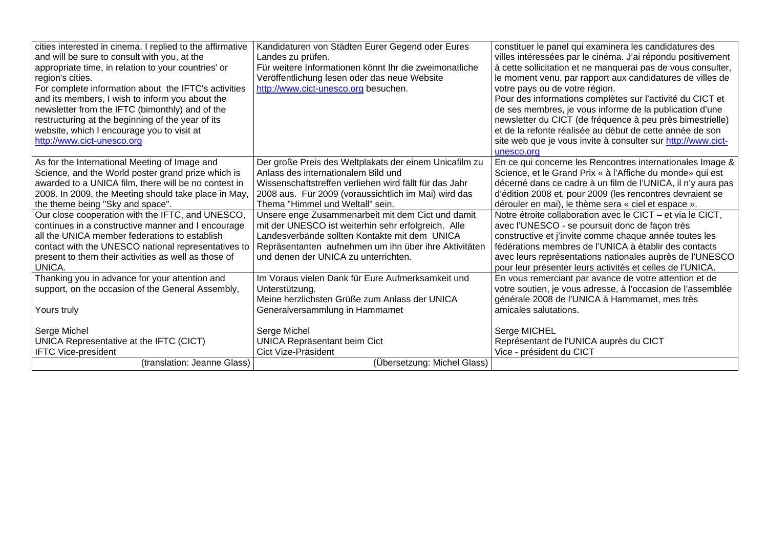| | | |
|---|---|---|
| cities interested in cinema. I replied to the affirmative and will be sure to consult with you, at the appropriate time, in relation to your countries' or region's cities.<br>For complete information about the IFTC's activities and its members, I wish to inform you about the newsletter from the IFTC (bimonthly) and of the restructuring at the beginning of the year of its website, which I encourage you to visit at http://www.cict-unesco.org | Kandidaturen von Städten Eurer Gegend oder Eures Landes zu prüfen.<br>Für weitere Informationen könnt Ihr die zweimonatliche Veröffentlichung lesen oder das neue Website http://www.cict-unesco.org besuchen. | constituer le panel qui examinera les candidatures des villes intéressées par le cinéma. J'ai répondu positivement à cette sollicitation et ne manquerai pas de vous consulter, le moment venu, par rapport aux candidatures de villes de votre pays ou de votre région.<br>Pour des informations complètes sur l'activité du CICT et de ses membres, je vous informe de la publication d'une newsletter du CICT (de fréquence à peu près bimestrielle) et de la refonte réalisée au début de cette année de son site web que je vous invite à consulter sur http://www.cict-unesco.org |
| As for the International Meeting of Image and Science, and the World poster grand prize which is awarded to a UNICA film, there will be no contest in 2008. In 2009, the Meeting should take place in May, the theme being "Sky and space". | Der große Preis des Weltplakats der einem Unicafilm zu Anlass des internationalem Bild und Wissenschaftstreffen verliehen wird fällt für das Jahr 2008 aus. Für 2009 (voraussichtlich im Mai) wird das Thema "Himmel und Weltall" sein. | En ce qui concerne les Rencontres internationales Image & Science, et le Grand Prix « à l'Affiche du monde» qui est décerné dans ce cadre à un film de l'UNICA, il n'y aura pas d'édition 2008 et, pour 2009 (les rencontres devraient se dérouler en mai), le thème sera « ciel et espace ». |
| Our close cooperation with the IFTC, and UNESCO, continues in a constructive manner and I encourage all the UNICA member federations to establish contact with the UNESCO national representatives to present to them their activities as well as those of UNICA. | Unsere enge Zusammenarbeit mit dem Cict und damit mit der UNESCO ist weiterhin sehr erfolgreich. Alle Landesverbände sollten Kontakte mit dem UNICA Repräsentanten aufnehmen um ihn über ihre Aktivitäten und denen der UNICA zu unterrichten. | Notre étroite collaboration avec le CICT – et via le CICT, avec l'UNESCO - se poursuit donc de façon très constructive et j'invite comme chaque année toutes les fédérations membres de l'UNICA à établir des contacts avec leurs représentations nationales auprès de l'UNESCO pour leur présenter leurs activités et celles de l'UNICA. |
| Thanking you in advance for your attention and support, on the occasion of the General Assembly,<br><br>Yours truly<br><br>Serge Michel<br>UNICA Representative at the IFTC (CICT)<br>IFTC Vice-president | Im Voraus vielen Dank für Eure Aufmerksamkeit und Unterstützung.<br>Meine herzlichsten Grüße zum Anlass der UNICA Generalversammlung in Hammamet<br><br>Serge Michel<br>UNICA Repräsentant beim Cict<br>Cict Vize-Präsident | En vous remerciant par avance de votre attention et de votre soutien, je vous adresse, à l'occasion de l'assemblée générale 2008 de l'UNICA à Hammamet, mes très amicales salutations.<br><br>Serge MICHEL<br>Représentant de l'UNICA auprès du CICT<br>Vice - président du CICT |
| (translation: Jeanne Glass) | (Übersetzung: Michel Glass) | |